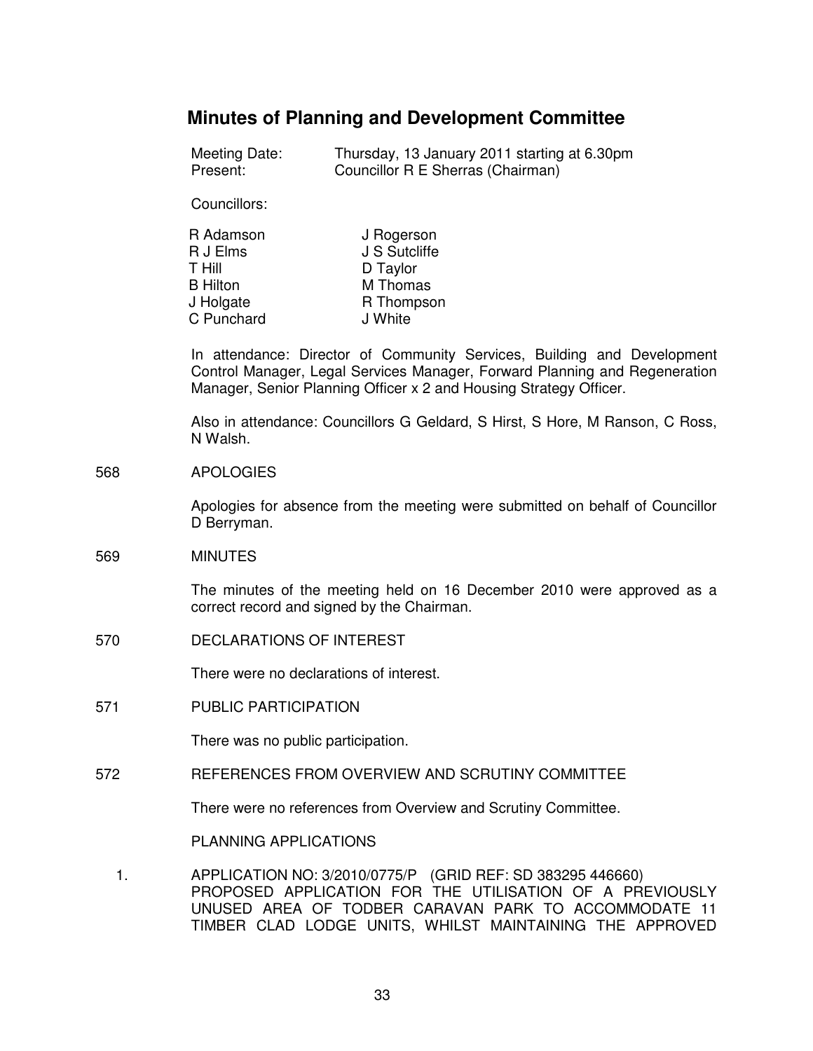# Minutes of Planning and Development Committee

Meeting Date: Thursday, 13 January 2011 starting at 6.30pm
Present: Councillor R E Sherras (Chairman)

Councillors:

| | |
|---|---|
| R Adamson | J Rogerson |
| R J Elms | J S Sutcliffe |
| T Hill | D Taylor |
| B Hilton | M Thomas |
| J Holgate | R Thompson |
| C Punchard | J White |

In attendance: Director of Community Services, Building and Development Control Manager, Legal Services Manager, Forward Planning and Regeneration Manager, Senior Planning Officer x 2 and Housing Strategy Officer.

Also in attendance: Councillors G Geldard, S Hirst, S Hore, M Ranson, C Ross, N Walsh.

568 APOLOGIES

Apologies for absence from the meeting were submitted on behalf of Councillor D Berryman.

569 MINUTES

The minutes of the meeting held on 16 December 2010 were approved as a correct record and signed by the Chairman.

570 DECLARATIONS OF INTEREST

There were no declarations of interest.

571 PUBLIC PARTICIPATION

There was no public participation.

572 REFERENCES FROM OVERVIEW AND SCRUTINY COMMITTEE

There were no references from Overview and Scrutiny Committee.

PLANNING APPLICATIONS

1. APPLICATION NO: 3/2010/0775/P (GRID REF: SD 383295 446660)
PROPOSED APPLICATION FOR THE UTILISATION OF A PREVIOUSLY UNUSED AREA OF TODBER CARAVAN PARK TO ACCOMMODATE 11 TIMBER CLAD LODGE UNITS, WHILST MAINTAINING THE APPROVED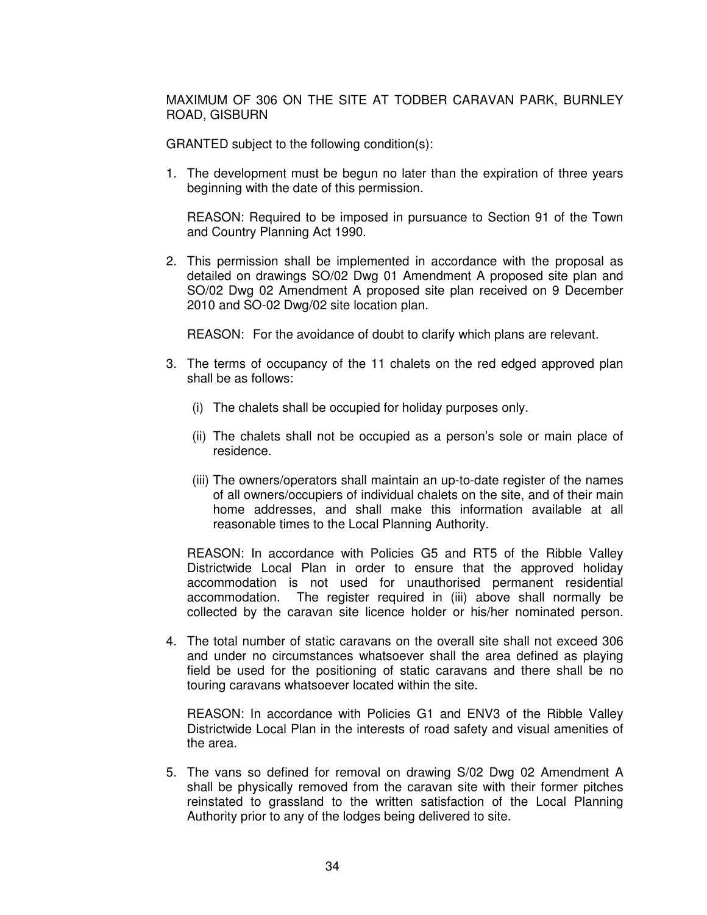MAXIMUM OF 306 ON THE SITE AT TODBER CARAVAN PARK, BURNLEY ROAD, GISBURN

GRANTED subject to the following condition(s):

1. The development must be begun no later than the expiration of three years beginning with the date of this permission.

   REASON: Required to be imposed in pursuance to Section 91 of the Town and Country Planning Act 1990.

2. This permission shall be implemented in accordance with the proposal as detailed on drawings SO/02 Dwg 01 Amendment A proposed site plan and SO/02 Dwg 02 Amendment A proposed site plan received on 9 December 2010 and SO-02 Dwg/02 site location plan.

   REASON: For the avoidance of doubt to clarify which plans are relevant.

3. The terms of occupancy of the 11 chalets on the red edged approved plan shall be as follows:

   (i) The chalets shall be occupied for holiday purposes only.

   (ii) The chalets shall not be occupied as a person's sole or main place of residence.

   (iii) The owners/operators shall maintain an up-to-date register of the names of all owners/occupiers of individual chalets on the site, and of their main home addresses, and shall make this information available at all reasonable times to the Local Planning Authority.

   REASON: In accordance with Policies G5 and RT5 of the Ribble Valley Districtwide Local Plan in order to ensure that the approved holiday accommodation is not used for unauthorised permanent residential accommodation. The register required in (iii) above shall normally be collected by the caravan site licence holder or his/her nominated person.

4. The total number of static caravans on the overall site shall not exceed 306 and under no circumstances whatsoever shall the area defined as playing field be used for the positioning of static caravans and there shall be no touring caravans whatsoever located within the site.

   REASON: In accordance with Policies G1 and ENV3 of the Ribble Valley Districtwide Local Plan in the interests of road safety and visual amenities of the area.

5. The vans so defined for removal on drawing S/02 Dwg 02 Amendment A shall be physically removed from the caravan site with their former pitches reinstated to grassland to the written satisfaction of the Local Planning Authority prior to any of the lodges being delivered to site.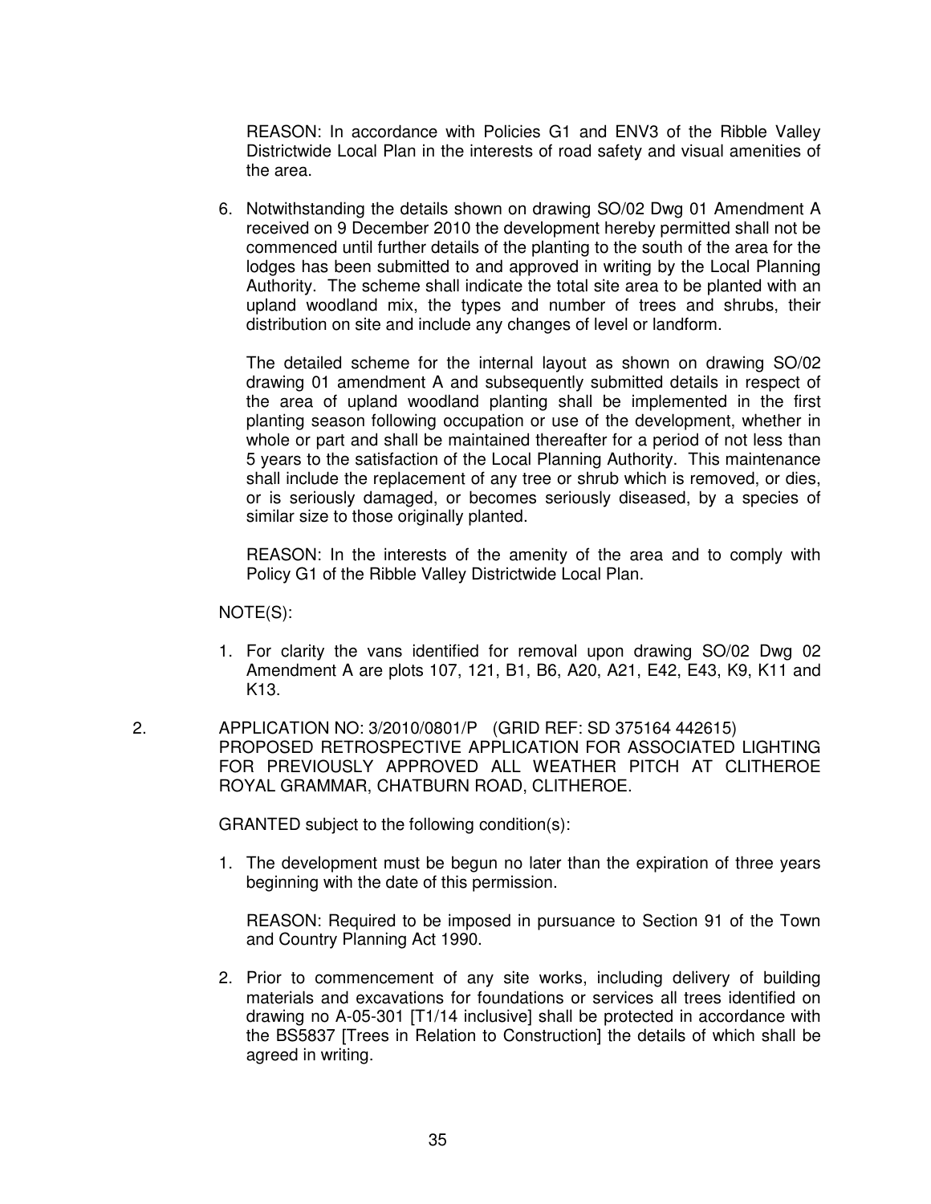REASON: In accordance with Policies G1 and ENV3 of the Ribble Valley Districtwide Local Plan in the interests of road safety and visual amenities of the area.

6. Notwithstanding the details shown on drawing SO/02 Dwg 01 Amendment A received on 9 December 2010 the development hereby permitted shall not be commenced until further details of the planting to the south of the area for the lodges has been submitted to and approved in writing by the Local Planning Authority. The scheme shall indicate the total site area to be planted with an upland woodland mix, the types and number of trees and shrubs, their distribution on site and include any changes of level or landform.

   The detailed scheme for the internal layout as shown on drawing SO/02 drawing 01 amendment A and subsequently submitted details in respect of the area of upland woodland planting shall be implemented in the first planting season following occupation or use of the development, whether in whole or part and shall be maintained thereafter for a period of not less than 5 years to the satisfaction of the Local Planning Authority. This maintenance shall include the replacement of any tree or shrub which is removed, or dies, or is seriously damaged, or becomes seriously diseased, by a species of similar size to those originally planted.

   REASON: In the interests of the amenity of the area and to comply with Policy G1 of the Ribble Valley Districtwide Local Plan.

NOTE(S):

1. For clarity the vans identified for removal upon drawing SO/02 Dwg 02 Amendment A are plots 107, 121, B1, B6, A20, A21, E42, E43, K9, K11 and K13.

2. APPLICATION NO: 3/2010/0801/P (GRID REF: SD 375164 442615)
PROPOSED RETROSPECTIVE APPLICATION FOR ASSOCIATED LIGHTING FOR PREVIOUSLY APPROVED ALL WEATHER PITCH AT CLITHEROE ROYAL GRAMMAR, CHATBURN ROAD, CLITHEROE.

GRANTED subject to the following condition(s):

1. The development must be begun no later than the expiration of three years beginning with the date of this permission.

   REASON: Required to be imposed in pursuance to Section 91 of the Town and Country Planning Act 1990.

2. Prior to commencement of any site works, including delivery of building materials and excavations for foundations or services all trees identified on drawing no A-05-301 [T1/14 inclusive] shall be protected in accordance with the BS5837 [Trees in Relation to Construction] the details of which shall be agreed in writing.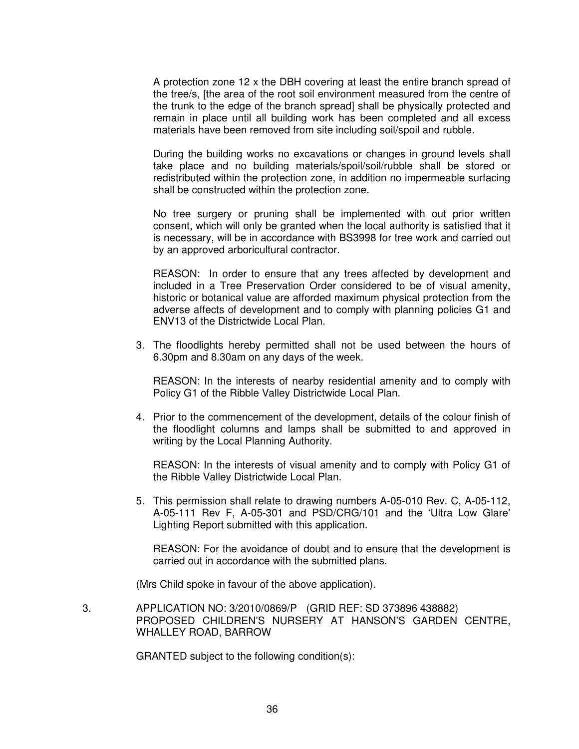A protection zone 12 x the DBH covering at least the entire branch spread of the tree/s, [the area of the root soil environment measured from the centre of the trunk to the edge of the branch spread] shall be physically protected and remain in place until all building work has been completed and all excess materials have been removed from site including soil/spoil and rubble.

During the building works no excavations or changes in ground levels shall take place and no building materials/spoil/soil/rubble shall be stored or redistributed within the protection zone, in addition no impermeable surfacing shall be constructed within the protection zone.

No tree surgery or pruning shall be implemented with out prior written consent, which will only be granted when the local authority is satisfied that it is necessary, will be in accordance with BS3998 for tree work and carried out by an approved arboricultural contractor.

REASON: In order to ensure that any trees affected by development and included in a Tree Preservation Order considered to be of visual amenity, historic or botanical value are afforded maximum physical protection from the adverse affects of development and to comply with planning policies G1 and ENV13 of the Districtwide Local Plan.

3. The floodlights hereby permitted shall not be used between the hours of 6.30pm and 8.30am on any days of the week.

   REASON: In the interests of nearby residential amenity and to comply with Policy G1 of the Ribble Valley Districtwide Local Plan.

4. Prior to the commencement of the development, details of the colour finish of the floodlight columns and lamps shall be submitted to and approved in writing by the Local Planning Authority.

   REASON: In the interests of visual amenity and to comply with Policy G1 of the Ribble Valley Districtwide Local Plan.

5. This permission shall relate to drawing numbers A-05-010 Rev. C, A-05-112, A-05-111 Rev F, A-05-301 and PSD/CRG/101 and the 'Ultra Low Glare' Lighting Report submitted with this application.

   REASON: For the avoidance of doubt and to ensure that the development is carried out in accordance with the submitted plans.

(Mrs Child spoke in favour of the above application).

3. APPLICATION NO: 3/2010/0869/P (GRID REF: SD 373896 438882) PROPOSED CHILDREN'S NURSERY AT HANSON'S GARDEN CENTRE, WHALLEY ROAD, BARROW

GRANTED subject to the following condition(s):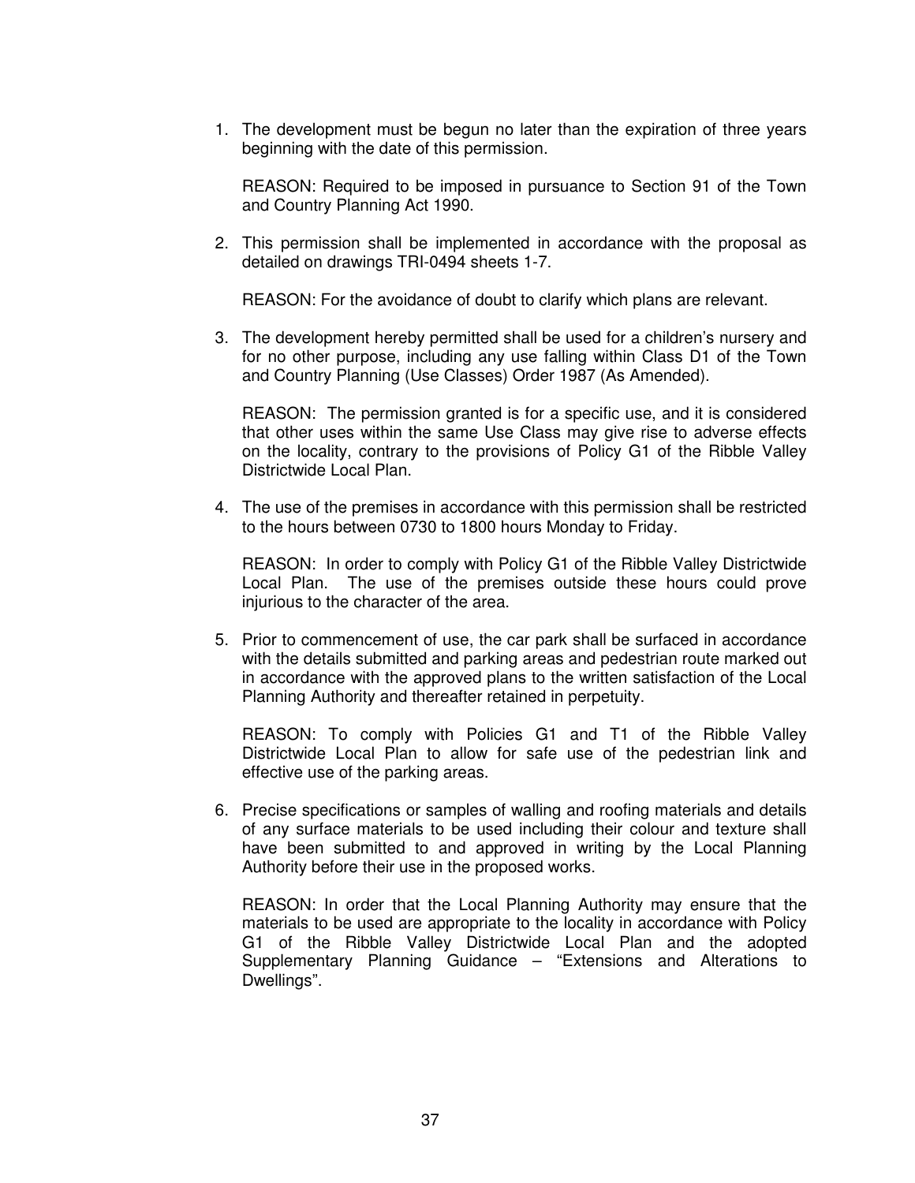1. The development must be begun no later than the expiration of three years beginning with the date of this permission.

   REASON: Required to be imposed in pursuance to Section 91 of the Town and Country Planning Act 1990.

2. This permission shall be implemented in accordance with the proposal as detailed on drawings TRI-0494 sheets 1-7.

   REASON: For the avoidance of doubt to clarify which plans are relevant.

3. The development hereby permitted shall be used for a children's nursery and for no other purpose, including any use falling within Class D1 of the Town and Country Planning (Use Classes) Order 1987 (As Amended).

   REASON: The permission granted is for a specific use, and it is considered that other uses within the same Use Class may give rise to adverse effects on the locality, contrary to the provisions of Policy G1 of the Ribble Valley Districtwide Local Plan.

4. The use of the premises in accordance with this permission shall be restricted to the hours between 0730 to 1800 hours Monday to Friday.

   REASON: In order to comply with Policy G1 of the Ribble Valley Districtwide Local Plan. The use of the premises outside these hours could prove injurious to the character of the area.

5. Prior to commencement of use, the car park shall be surfaced in accordance with the details submitted and parking areas and pedestrian route marked out in accordance with the approved plans to the written satisfaction of the Local Planning Authority and thereafter retained in perpetuity.

   REASON: To comply with Policies G1 and T1 of the Ribble Valley Districtwide Local Plan to allow for safe use of the pedestrian link and effective use of the parking areas.

6. Precise specifications or samples of walling and roofing materials and details of any surface materials to be used including their colour and texture shall have been submitted to and approved in writing by the Local Planning Authority before their use in the proposed works.

   REASON: In order that the Local Planning Authority may ensure that the materials to be used are appropriate to the locality in accordance with Policy G1 of the Ribble Valley Districtwide Local Plan and the adopted Supplementary Planning Guidance – "Extensions and Alterations to Dwellings".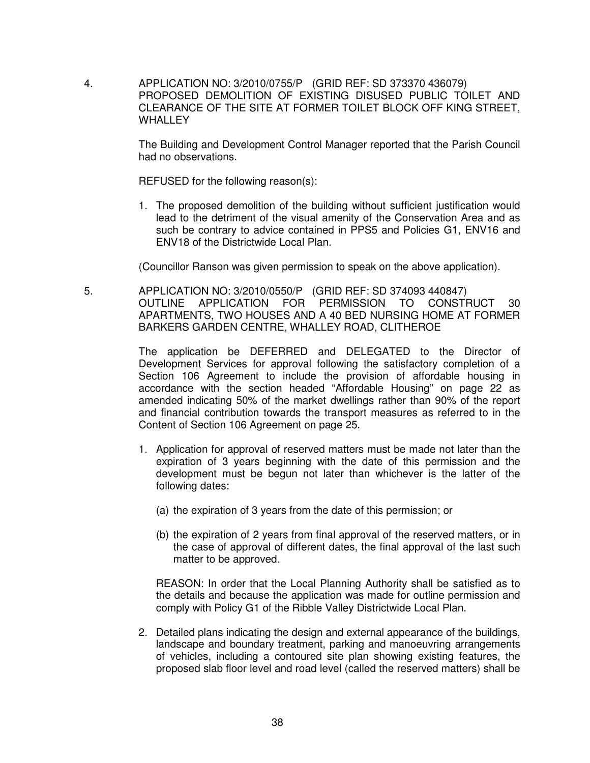4. APPLICATION NO: 3/2010/0755/P (GRID REF: SD 373370 436079)
PROPOSED DEMOLITION OF EXISTING DISUSED PUBLIC TOILET AND CLEARANCE OF THE SITE AT FORMER TOILET BLOCK OFF KING STREET, WHALLEY

The Building and Development Control Manager reported that the Parish Council had no observations.

REFUSED for the following reason(s):

1. The proposed demolition of the building without sufficient justification would lead to the detriment of the visual amenity of the Conservation Area and as such be contrary to advice contained in PPS5 and Policies G1, ENV16 and ENV18 of the Districtwide Local Plan.

(Councillor Ranson was given permission to speak on the above application).

5. APPLICATION NO: 3/2010/0550/P (GRID REF: SD 374093 440847)
OUTLINE APPLICATION FOR PERMISSION TO CONSTRUCT 30 APARTMENTS, TWO HOUSES AND A 40 BED NURSING HOME AT FORMER BARKERS GARDEN CENTRE, WHALLEY ROAD, CLITHEROE

The application be DEFERRED and DELEGATED to the Director of Development Services for approval following the satisfactory completion of a Section 106 Agreement to include the provision of affordable housing in accordance with the section headed "Affordable Housing" on page 22 as amended indicating 50% of the market dwellings rather than 90% of the report and financial contribution towards the transport measures as referred to in the Content of Section 106 Agreement on page 25.

1. Application for approval of reserved matters must be made not later than the expiration of 3 years beginning with the date of this permission and the development must be begun not later than whichever is the latter of the following dates:

   (a) the expiration of 3 years from the date of this permission; or

   (b) the expiration of 2 years from final approval of the reserved matters, or in the case of approval of different dates, the final approval of the last such matter to be approved.

   REASON: In order that the Local Planning Authority shall be satisfied as to the details and because the application was made for outline permission and comply with Policy G1 of the Ribble Valley Districtwide Local Plan.

2. Detailed plans indicating the design and external appearance of the buildings, landscape and boundary treatment, parking and manoeuvring arrangements of vehicles, including a contoured site plan showing existing features, the proposed slab floor level and road level (called the reserved matters) shall be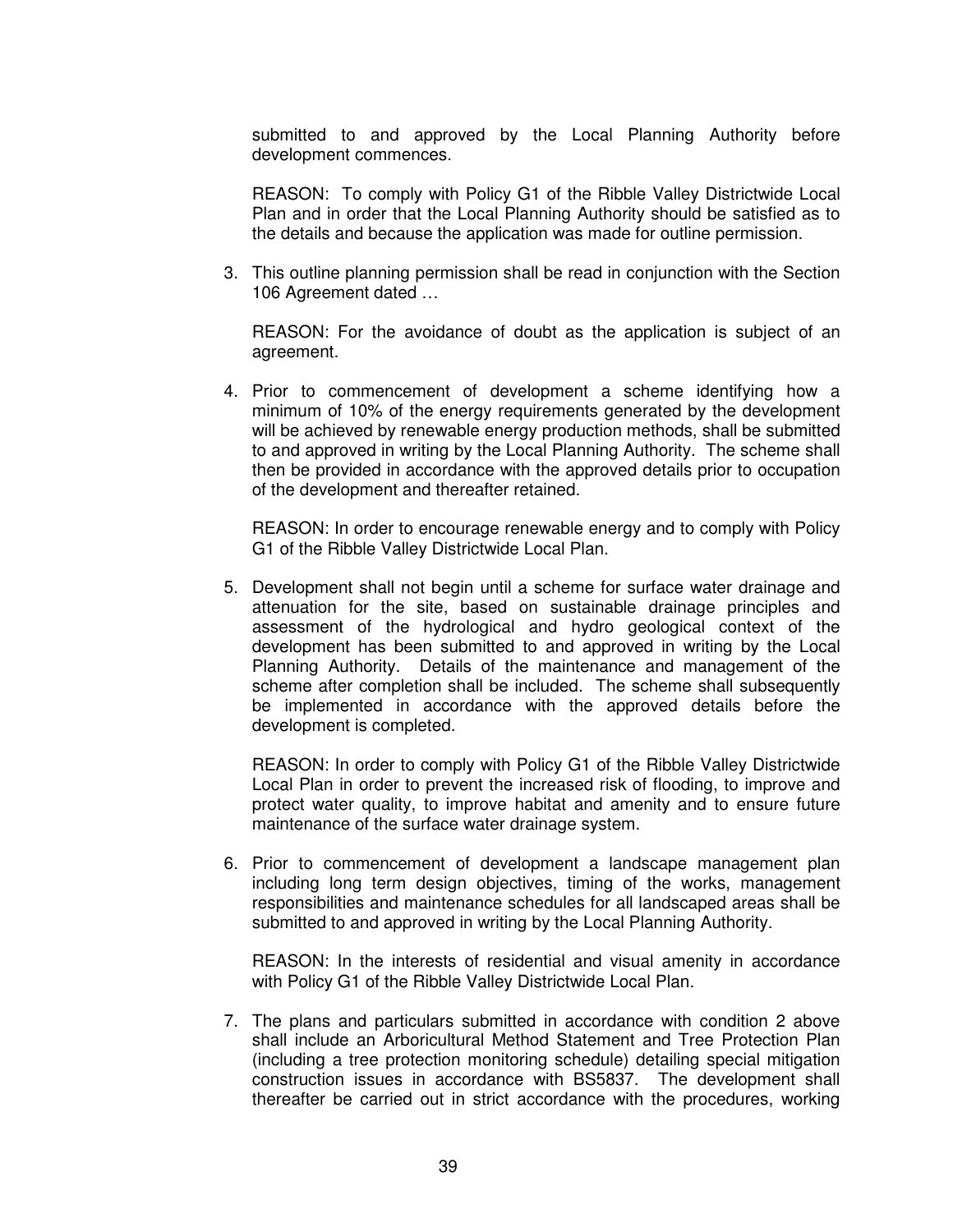submitted to and approved by the Local Planning Authority before development commences.

REASON: To comply with Policy G1 of the Ribble Valley Districtwide Local Plan and in order that the Local Planning Authority should be satisfied as to the details and because the application was made for outline permission.

3. This outline planning permission shall be read in conjunction with the Section 106 Agreement dated …

   REASON: For the avoidance of doubt as the application is subject of an agreement.

4. Prior to commencement of development a scheme identifying how a minimum of 10% of the energy requirements generated by the development will be achieved by renewable energy production methods, shall be submitted to and approved in writing by the Local Planning Authority. The scheme shall then be provided in accordance with the approved details prior to occupation of the development and thereafter retained.

   REASON: In order to encourage renewable energy and to comply with Policy G1 of the Ribble Valley Districtwide Local Plan.

5. Development shall not begin until a scheme for surface water drainage and attenuation for the site, based on sustainable drainage principles and assessment of the hydrological and hydro geological context of the development has been submitted to and approved in writing by the Local Planning Authority. Details of the maintenance and management of the scheme after completion shall be included. The scheme shall subsequently be implemented in accordance with the approved details before the development is completed.

   REASON: In order to comply with Policy G1 of the Ribble Valley Districtwide Local Plan in order to prevent the increased risk of flooding, to improve and protect water quality, to improve habitat and amenity and to ensure future maintenance of the surface water drainage system.

6. Prior to commencement of development a landscape management plan including long term design objectives, timing of the works, management responsibilities and maintenance schedules for all landscaped areas shall be submitted to and approved in writing by the Local Planning Authority.

   REASON: In the interests of residential and visual amenity in accordance with Policy G1 of the Ribble Valley Districtwide Local Plan.

7. The plans and particulars submitted in accordance with condition 2 above shall include an Arboricultural Method Statement and Tree Protection Plan (including a tree protection monitoring schedule) detailing special mitigation construction issues in accordance with BS5837. The development shall thereafter be carried out in strict accordance with the procedures, working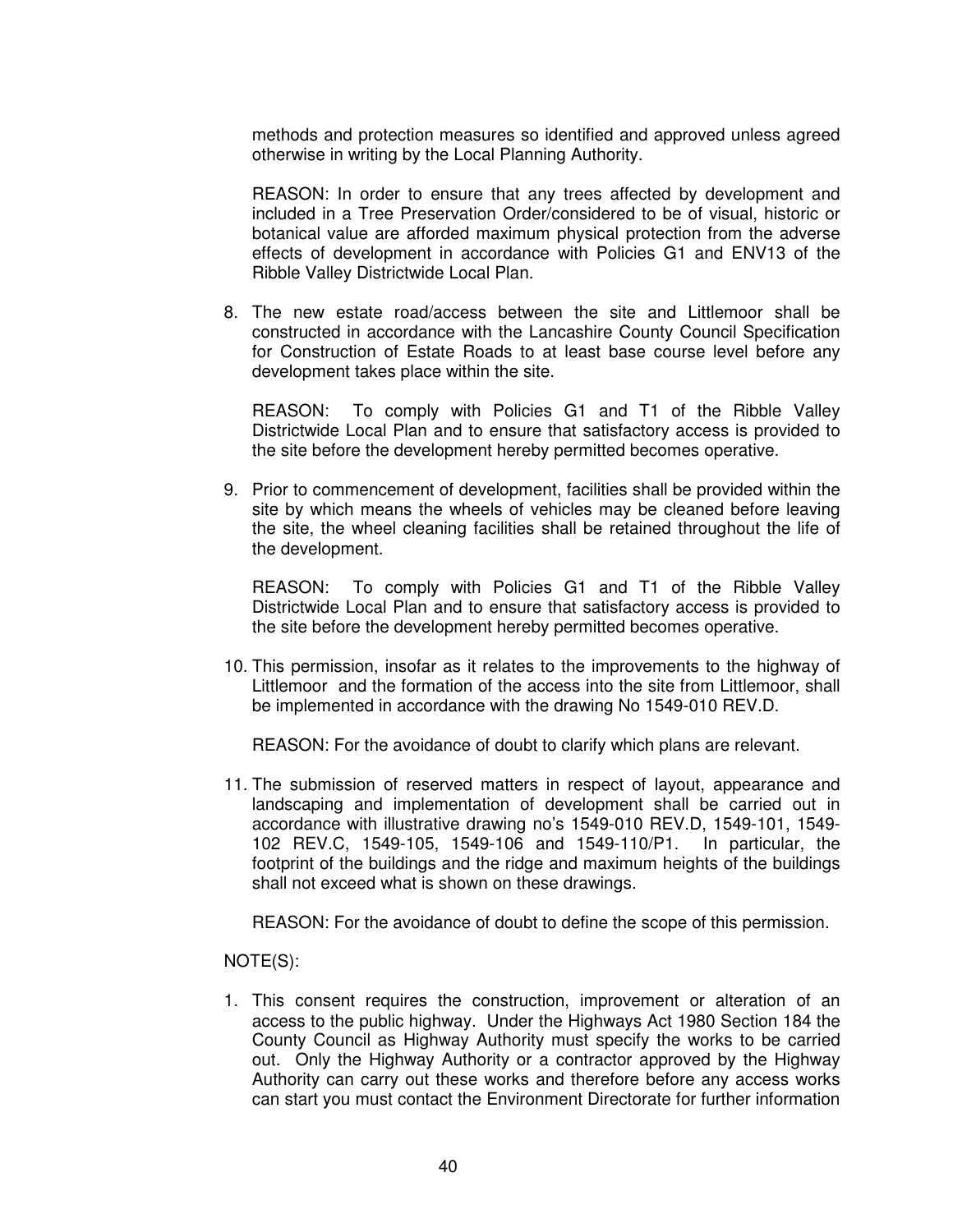methods and protection measures so identified and approved unless agreed otherwise in writing by the Local Planning Authority.

REASON: In order to ensure that any trees affected by development and included in a Tree Preservation Order/considered to be of visual, historic or botanical value are afforded maximum physical protection from the adverse effects of development in accordance with Policies G1 and ENV13 of the Ribble Valley Districtwide Local Plan.

8. The new estate road/access between the site and Littlemoor shall be constructed in accordance with the Lancashire County Council Specification for Construction of Estate Roads to at least base course level before any development takes place within the site.

   REASON: To comply with Policies G1 and T1 of the Ribble Valley Districtwide Local Plan and to ensure that satisfactory access is provided to the site before the development hereby permitted becomes operative.

9. Prior to commencement of development, facilities shall be provided within the site by which means the wheels of vehicles may be cleaned before leaving the site, the wheel cleaning facilities shall be retained throughout the life of the development.

   REASON: To comply with Policies G1 and T1 of the Ribble Valley Districtwide Local Plan and to ensure that satisfactory access is provided to the site before the development hereby permitted becomes operative.

10. This permission, insofar as it relates to the improvements to the highway of Littlemoor and the formation of the access into the site from Littlemoor, shall be implemented in accordance with the drawing No 1549-010 REV.D.

    REASON: For the avoidance of doubt to clarify which plans are relevant.

11. The submission of reserved matters in respect of layout, appearance and landscaping and implementation of development shall be carried out in accordance with illustrative drawing no's 1549-010 REV.D, 1549-101, 1549-102 REV.C, 1549-105, 1549-106 and 1549-110/P1. In particular, the footprint of the buildings and the ridge and maximum heights of the buildings shall not exceed what is shown on these drawings.

    REASON: For the avoidance of doubt to define the scope of this permission.

NOTE(S):

1. This consent requires the construction, improvement or alteration of an access to the public highway. Under the Highways Act 1980 Section 184 the County Council as Highway Authority must specify the works to be carried out. Only the Highway Authority or a contractor approved by the Highway Authority can carry out these works and therefore before any access works can start you must contact the Environment Directorate for further information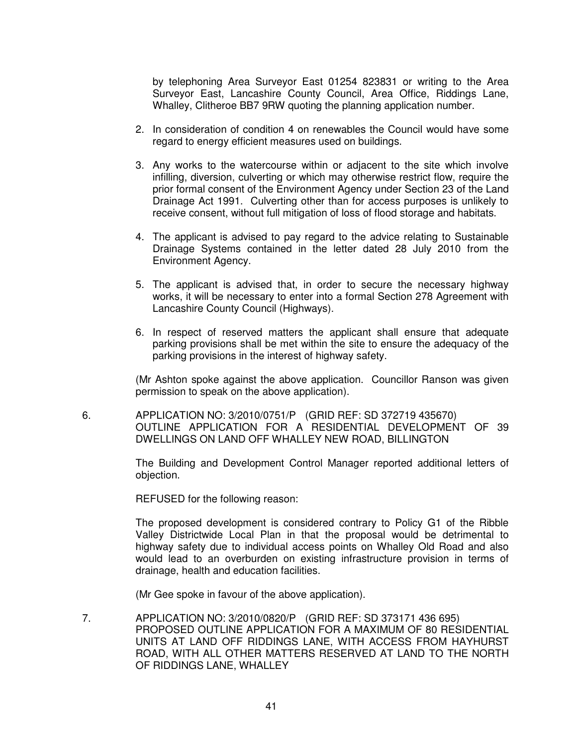by telephoning Area Surveyor East 01254 823831 or writing to the Area Surveyor East, Lancashire County Council, Area Office, Riddings Lane, Whalley, Clitheroe BB7 9RW quoting the planning application number.

2. In consideration of condition 4 on renewables the Council would have some regard to energy efficient measures used on buildings.

3. Any works to the watercourse within or adjacent to the site which involve infilling, diversion, culverting or which may otherwise restrict flow, require the prior formal consent of the Environment Agency under Section 23 of the Land Drainage Act 1991. Culverting other than for access purposes is unlikely to receive consent, without full mitigation of loss of flood storage and habitats.

4. The applicant is advised to pay regard to the advice relating to Sustainable Drainage Systems contained in the letter dated 28 July 2010 from the Environment Agency.

5. The applicant is advised that, in order to secure the necessary highway works, it will be necessary to enter into a formal Section 278 Agreement with Lancashire County Council (Highways).

6. In respect of reserved matters the applicant shall ensure that adequate parking provisions shall be met within the site to ensure the adequacy of the parking provisions in the interest of highway safety.

(Mr Ashton spoke against the above application. Councillor Ranson was given permission to speak on the above application).

6. APPLICATION NO: 3/2010/0751/P (GRID REF: SD 372719 435670) OUTLINE APPLICATION FOR A RESIDENTIAL DEVELOPMENT OF 39 DWELLINGS ON LAND OFF WHALLEY NEW ROAD, BILLINGTON

The Building and Development Control Manager reported additional letters of objection.

REFUSED for the following reason:

The proposed development is considered contrary to Policy G1 of the Ribble Valley Districtwide Local Plan in that the proposal would be detrimental to highway safety due to individual access points on Whalley Old Road and also would lead to an overburden on existing infrastructure provision in terms of drainage, health and education facilities.

(Mr Gee spoke in favour of the above application).

7. APPLICATION NO: 3/2010/0820/P (GRID REF: SD 373171 436 695) PROPOSED OUTLINE APPLICATION FOR A MAXIMUM OF 80 RESIDENTIAL UNITS AT LAND OFF RIDDINGS LANE, WITH ACCESS FROM HAYHURST ROAD, WITH ALL OTHER MATTERS RESERVED AT LAND TO THE NORTH OF RIDDINGS LANE, WHALLEY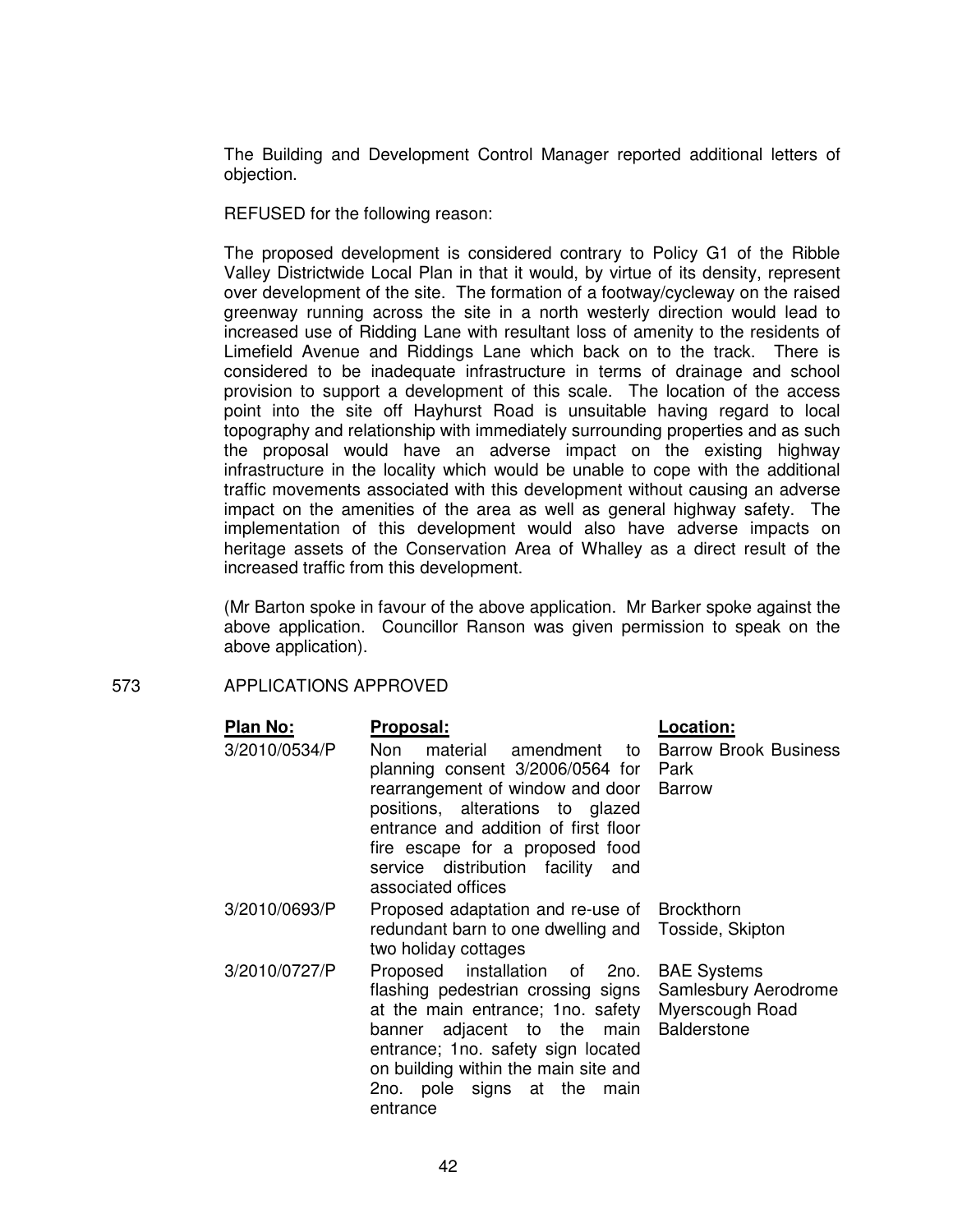The Building and Development Control Manager reported additional letters of objection.

REFUSED for the following reason:

The proposed development is considered contrary to Policy G1 of the Ribble Valley Districtwide Local Plan in that it would, by virtue of its density, represent over development of the site. The formation of a footway/cycleway on the raised greenway running across the site in a north westerly direction would lead to increased use of Ridding Lane with resultant loss of amenity to the residents of Limefield Avenue and Riddings Lane which back on to the track. There is considered to be inadequate infrastructure in terms of drainage and school provision to support a development of this scale. The location of the access point into the site off Hayhurst Road is unsuitable having regard to local topography and relationship with immediately surrounding properties and as such the proposal would have an adverse impact on the existing highway infrastructure in the locality which would be unable to cope with the additional traffic movements associated with this development without causing an adverse impact on the amenities of the area as well as general highway safety. The implementation of this development would also have adverse impacts on heritage assets of the Conservation Area of Whalley as a direct result of the increased traffic from this development.

(Mr Barton spoke in favour of the above application. Mr Barker spoke against the above application. Councillor Ranson was given permission to speak on the above application).

573 APPLICATIONS APPROVED

| Plan No: | Proposal: | Location: |
|---|---|---|
| 3/2010/0534/P | Non material amendment to planning consent 3/2006/0564 for rearrangement of window and door positions, alterations to glazed entrance and addition of first floor fire escape for a proposed food service distribution facility and associated offices | Barrow Brook Business Park Barrow |
| 3/2010/0693/P | Proposed adaptation and re-use of redundant barn to one dwelling and two holiday cottages | Brockthorn Tosside, Skipton |
| 3/2010/0727/P | Proposed installation of 2no. flashing pedestrian crossing signs at the main entrance; 1no. safety banner adjacent to the main entrance; 1no. safety sign located on building within the main site and 2no. pole signs at the main entrance | BAE Systems Samlesbury Aerodrome Myerscough Road Balderstone |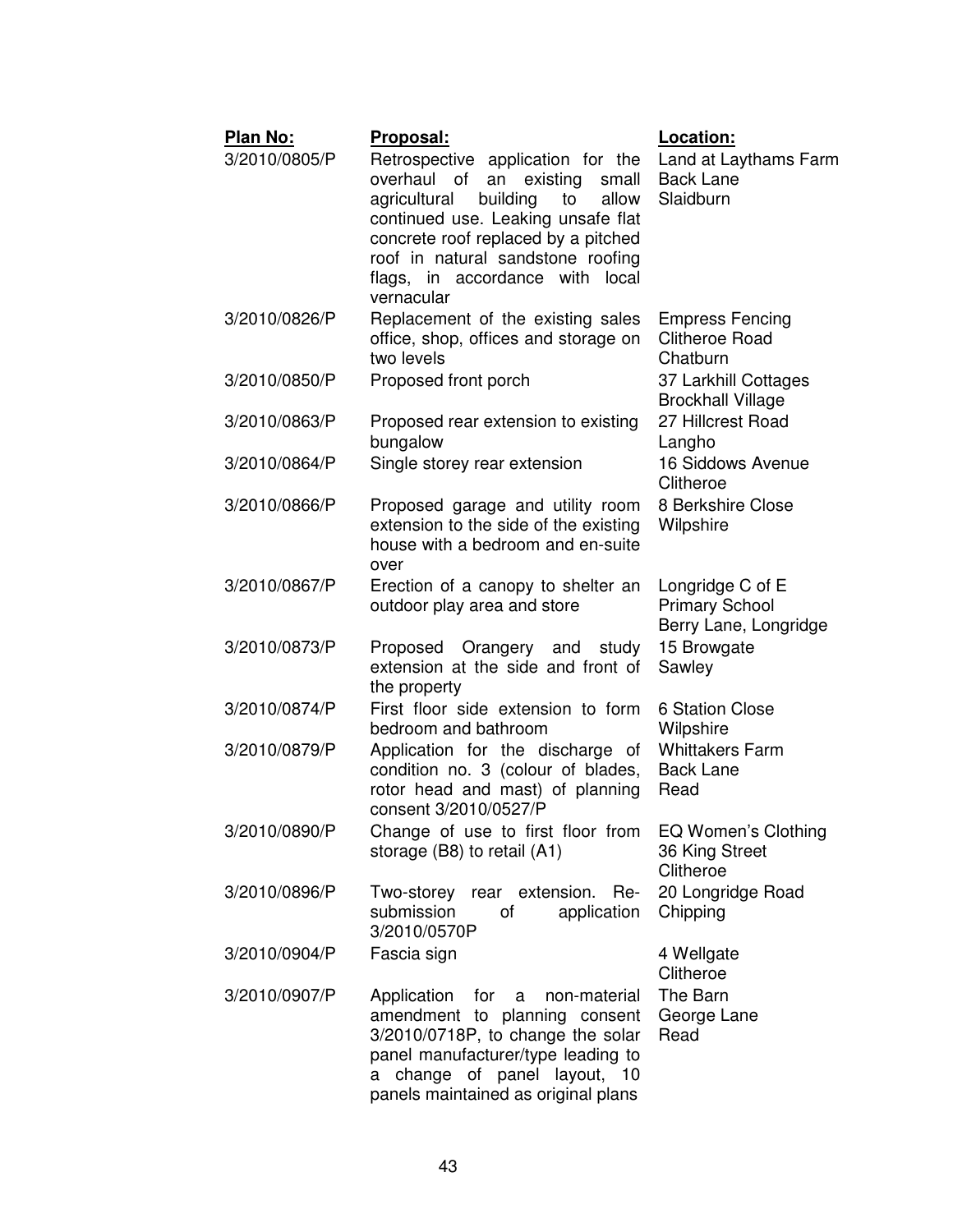| Plan No: | Proposal: | Location: |
|---|---|---|
| 3/2010/0805/P | Retrospective application for the overhaul of an existing small agricultural building to allow continued use. Leaking unsafe flat concrete roof replaced by a pitched roof in natural sandstone roofing flags, in accordance with local vernacular | Land at Laythams Farm Back Lane Slaidburn |
| 3/2010/0826/P | Replacement of the existing sales office, shop, offices and storage on two levels | Empress Fencing Clitheroe Road Chatburn |
| 3/2010/0850/P | Proposed front porch | 37 Larkhill Cottages Brockhall Village |
| 3/2010/0863/P | Proposed rear extension to existing bungalow | 27 Hillcrest Road Langho |
| 3/2010/0864/P | Single storey rear extension | 16 Siddows Avenue Clitheroe |
| 3/2010/0866/P | Proposed garage and utility room extension to the side of the existing house with a bedroom and en-suite over | 8 Berkshire Close Wilpshire |
| 3/2010/0867/P | Erection of a canopy to shelter an outdoor play area and store | Longridge C of E Primary School Berry Lane, Longridge |
| 3/2010/0873/P | Proposed Orangery and study extension at the side and front of the property | 15 Browgate Sawley |
| 3/2010/0874/P | First floor side extension to form bedroom and bathroom | 6 Station Close Wilpshire |
| 3/2010/0879/P | Application for the discharge of condition no. 3 (colour of blades, rotor head and mast) of planning consent 3/2010/0527/P | Whittakers Farm Back Lane Read |
| 3/2010/0890/P | Change of use to first floor from storage (B8) to retail (A1) | EQ Women's Clothing 36 King Street Clitheroe |
| 3/2010/0896/P | Two-storey rear extension. Re-submission of application 3/2010/0570P | 20 Longridge Road Chipping |
| 3/2010/0904/P | Fascia sign | 4 Wellgate Clitheroe |
| 3/2010/0907/P | Application for a non-material amendment to planning consent 3/2010/0718P, to change the solar panel manufacturer/type leading to a change of panel layout, 10 panels maintained as original plans | The Barn George Lane Read |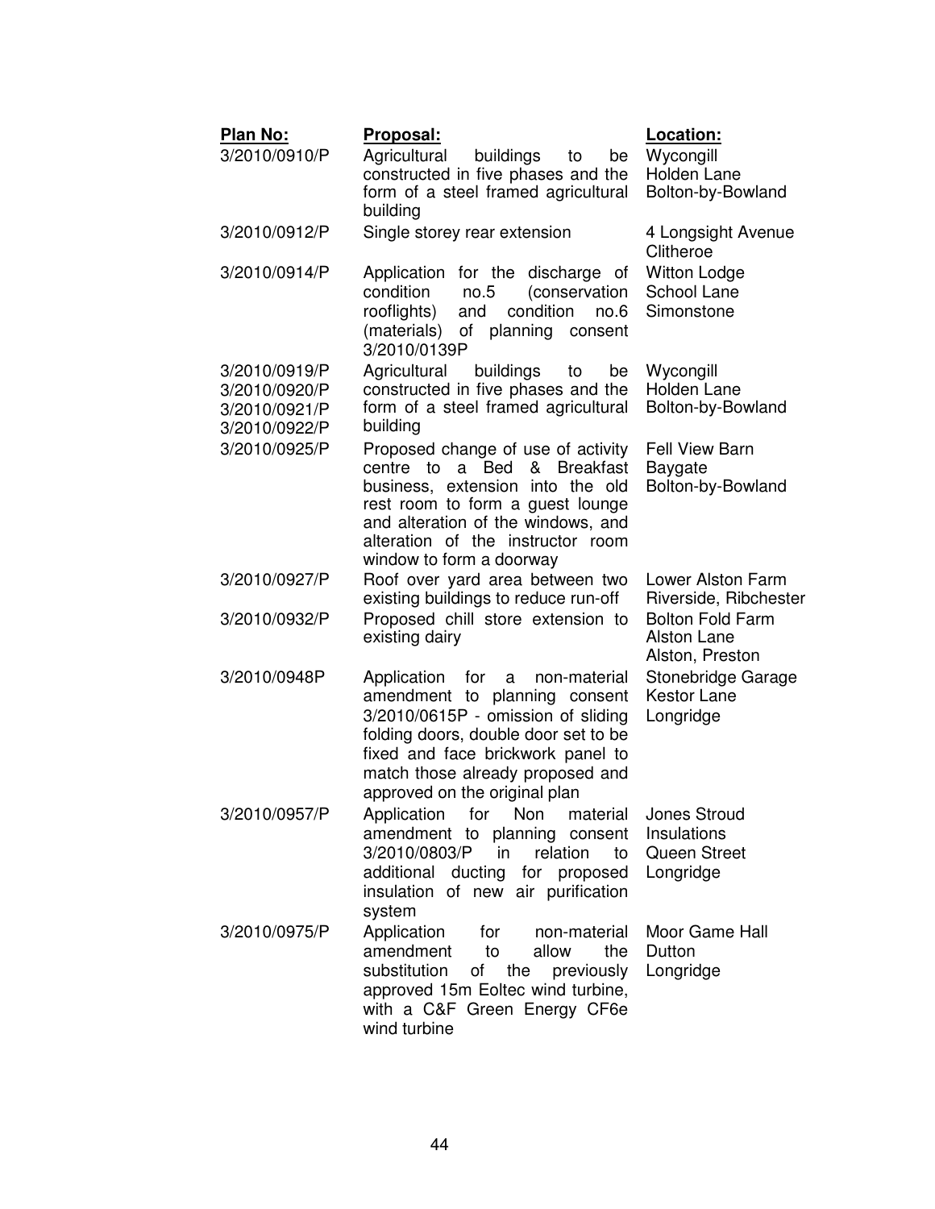| Plan No: | Proposal: | Location: |
|---|---|---|
| 3/2010/0910/P | Agricultural buildings to be constructed in five phases and the form of a steel framed agricultural building | Wycongill Holden Lane Bolton-by-Bowland |
| 3/2010/0912/P | Single storey rear extension | 4 Longsight Avenue Clitheroe |
| 3/2010/0914/P | Application for the discharge of condition no.5 (conservation rooflights) and condition no.6 (materials) of planning consent 3/2010/0139P | Witton Lodge School Lane Simonstone |
| 3/2010/0919/P 3/2010/0920/P 3/2010/0921/P 3/2010/0922/P | Agricultural buildings to be constructed in five phases and the form of a steel framed agricultural building | Wycongill Holden Lane Bolton-by-Bowland |
| 3/2010/0925/P | Proposed change of use of activity centre to a Bed & Breakfast business, extension into the old rest room to form a guest lounge and alteration of the windows, and alteration of the instructor room window to form a doorway | Fell View Barn Baygate Bolton-by-Bowland |
| 3/2010/0927/P | Roof over yard area between two existing buildings to reduce run-off | Lower Alston Farm Riverside, Ribchester |
| 3/2010/0932/P | Proposed chill store extension to existing dairy | Bolton Fold Farm Alston Lane Alston, Preston |
| 3/2010/0948P | Application for a non-material amendment to planning consent 3/2010/0615P - omission of sliding folding doors, double door set to be fixed and face brickwork panel to match those already proposed and approved on the original plan | Stonebridge Garage Kestor Lane Longridge |
| 3/2010/0957/P | Application for Non material amendment to planning consent 3/2010/0803/P in relation to additional ducting for proposed insulation of new air purification system | Jones Stroud Insulations Queen Street Longridge |
| 3/2010/0975/P | Application for non-material amendment to allow the substitution of the previously approved 15m Eoltec wind turbine, with a C&F Green Energy CF6e wind turbine | Moor Game Hall Dutton Longridge |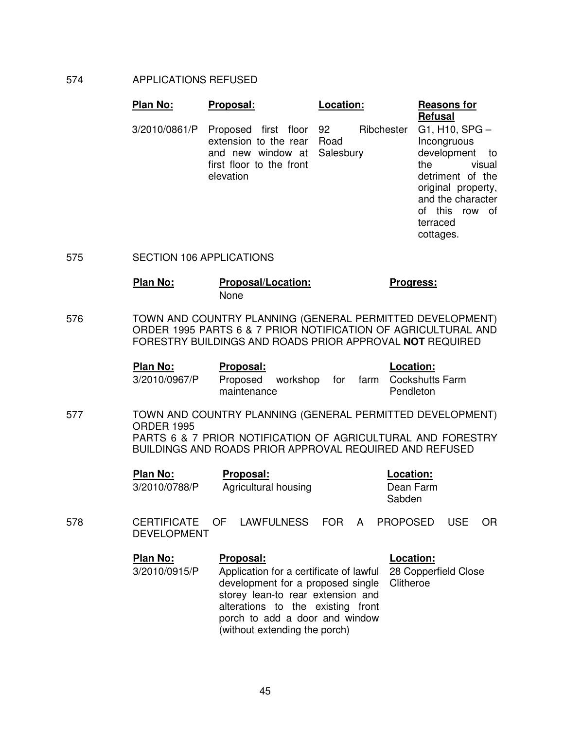574 APPLICATIONS REFUSED

| Plan No: | Proposal: | Location: | Reasons for Refusal |
|---|---|---|---|
| 3/2010/0861/P | Proposed first floor extension to the rear and new window at first floor to the front elevation | 92 Ribchester Road Salesbury | G1, H10, SPG – Incongruous development to the visual detriment of the original property, and the character of this row of terraced cottages. |

575 SECTION 106 APPLICATIONS

| Plan No: | Proposal/Location: | Progress: |
|---|---|---|
| | None | |

576 TOWN AND COUNTRY PLANNING (GENERAL PERMITTED DEVELOPMENT) ORDER 1995 PARTS 6 & 7 PRIOR NOTIFICATION OF AGRICULTURAL AND FORESTRY BUILDINGS AND ROADS PRIOR APPROVAL **NOT** REQUIRED

| Plan No: | Proposal: | Location: |
|---|---|---|
| 3/2010/0967/P | Proposed workshop for farm maintenance | Cockshutts Farm Pendleton |

577 TOWN AND COUNTRY PLANNING (GENERAL PERMITTED DEVELOPMENT) ORDER 1995
PARTS 6 & 7 PRIOR NOTIFICATION OF AGRICULTURAL AND FORESTRY BUILDINGS AND ROADS PRIOR APPROVAL REQUIRED AND REFUSED

| Plan No: | Proposal: | Location: |
|---|---|---|
| 3/2010/0788/P | Agricultural housing | Dean Farm Sabden |

578 CERTIFICATE OF LAWFULNESS FOR A PROPOSED USE OR DEVELOPMENT

| Plan No: | Proposal: | Location: |
|---|---|---|
| 3/2010/0915/P | Application for a certificate of lawful development for a proposed single storey lean-to rear extension and alterations to the existing front porch to add a door and window (without extending the porch) | 28 Copperfield Close Clitheroe |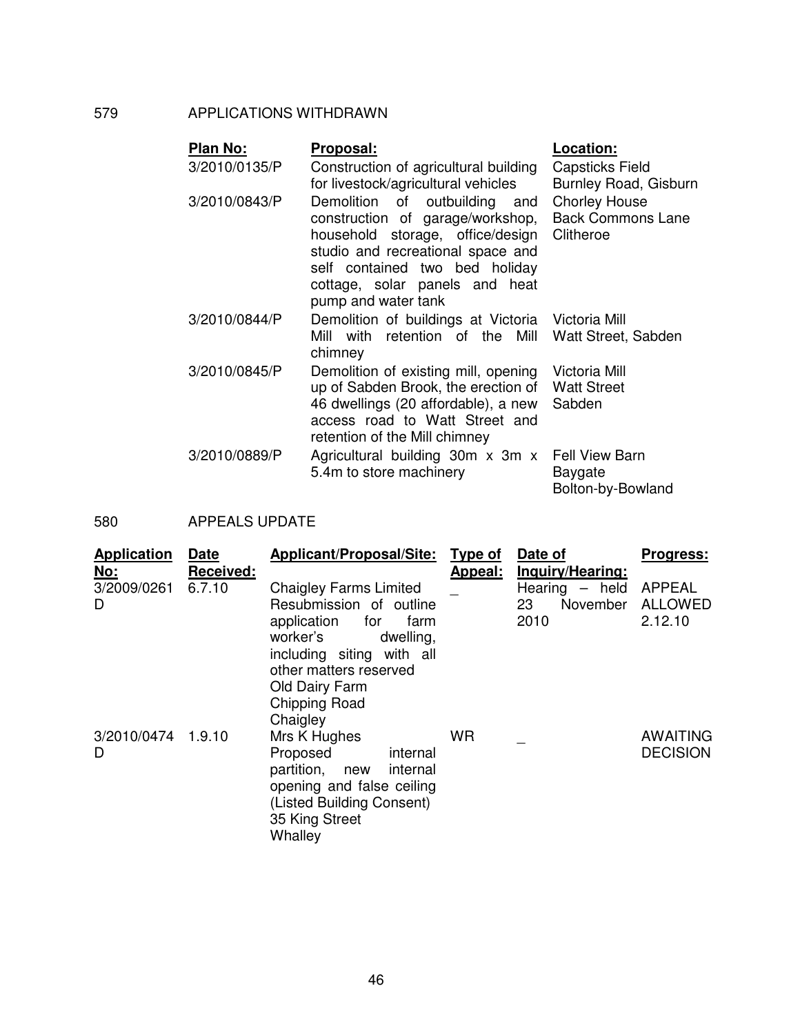## 579 APPLICATIONS WITHDRAWN

| Plan No: | Proposal: | Location: |
|---|---|---|
| 3/2010/0135/P | Construction of agricultural building for livestock/agricultural vehicles | Capsticks Field Burnley Road, Gisburn |
| 3/2010/0843/P | Demolition of outbuilding and construction of garage/workshop, household storage, office/design studio and recreational space and self contained two bed holiday cottage, solar panels and heat pump and water tank | Chorley House Back Commons Lane Clitheroe |
| 3/2010/0844/P | Demolition of buildings at Victoria Mill with retention of the Mill chimney | Victoria Mill Watt Street, Sabden |
| 3/2010/0845/P | Demolition of existing mill, opening up of Sabden Brook, the erection of 46 dwellings (20 affordable), a new access road to Watt Street and retention of the Mill chimney | Victoria Mill Watt Street Sabden |
| 3/2010/0889/P | Agricultural building 30m x 3m x 5.4m to store machinery | Fell View Barn Baygate Bolton-by-Bowland |

## 580 APPEALS UPDATE

| Application No: | Date Received: | Applicant/Proposal/Site: | Type of Appeal: | Date of Inquiry/Hearing: | Progress: |
|---|---|---|---|---|---|
| 3/2009/0261 D | 6.7.10 | Chaigley Farms Limited Resubmission of outline application for farm worker's dwelling, including siting with all other matters reserved Old Dairy Farm Chipping Road Chaigley | _ | Hearing – held 23 November 2010 | APPEAL ALLOWED 2.12.10 |
| 3/2010/0474 D | 1.9.10 | Mrs K Hughes Proposed internal partition, new internal opening and false ceiling (Listed Building Consent) 35 King Street Whalley | WR | _ | AWAITING DECISION |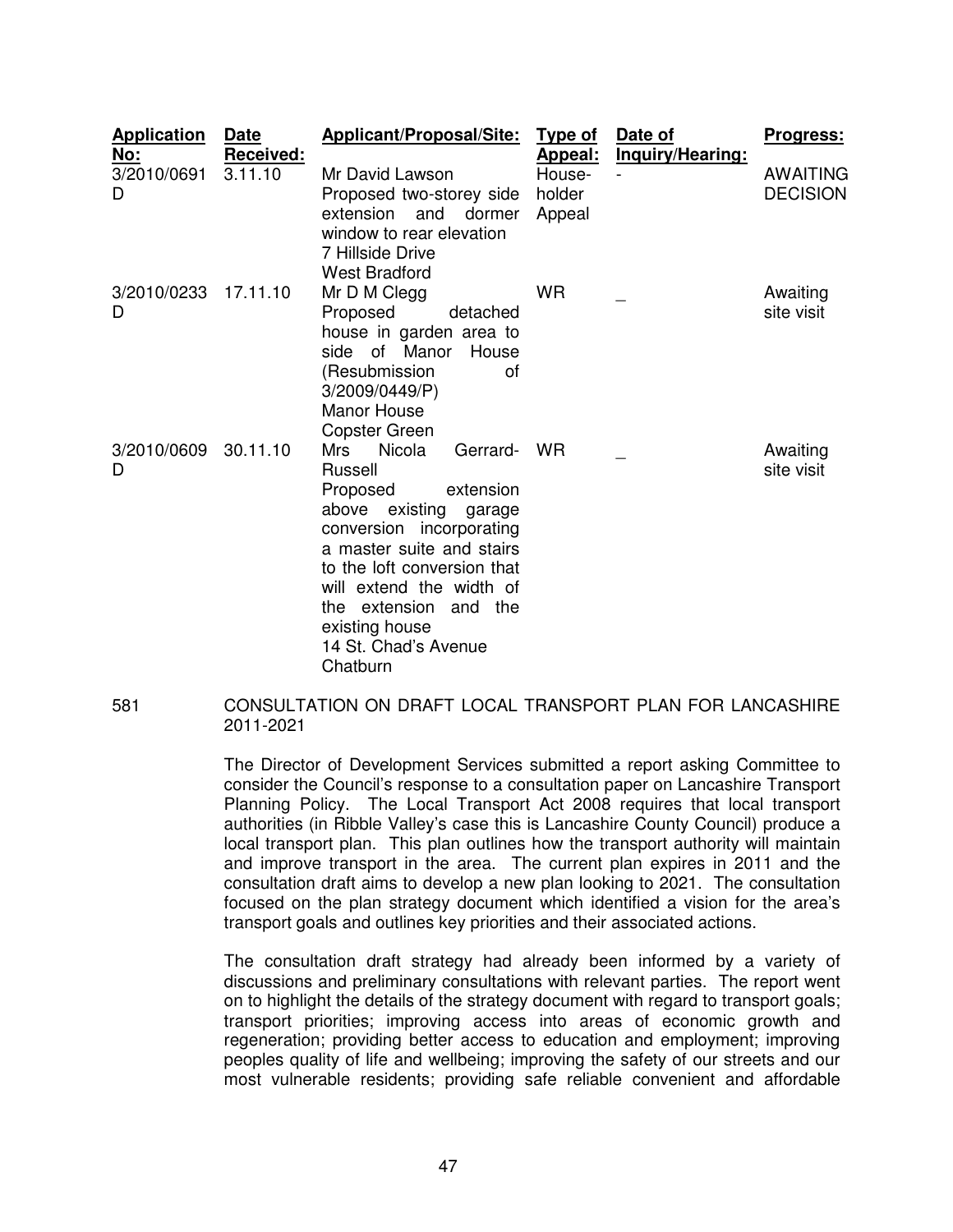| Application No: | Date Received: | Applicant/Proposal/Site: | Type of Appeal: | Date of Inquiry/Hearing: | Progress: |
|---|---|---|---|---|---|
| 3/2010/0691 D | 3.11.10 | Mr David Lawson<br>Proposed two-storey side extension and dormer window to rear elevation<br>7 Hillside Drive<br>West Bradford | House-holder Appeal | - | AWAITING DECISION |
| 3/2010/0233 D | 17.11.10 | Mr D M Clegg<br>Proposed detached house in garden area to side of Manor House (Resubmission of 3/2009/0449/P)<br>Manor House<br>Copster Green | WR | _ | Awaiting site visit |
| 3/2010/0609 D | 30.11.10 | Mrs Nicola Gerrard-Russell<br>Proposed extension above existing garage conversion incorporating a master suite and stairs to the loft conversion that will extend the width of the extension and the existing house<br>14 St. Chad's Avenue<br>Chatburn | WR | _ | Awaiting site visit |

581 CONSULTATION ON DRAFT LOCAL TRANSPORT PLAN FOR LANCASHIRE 2011-2021

The Director of Development Services submitted a report asking Committee to consider the Council's response to a consultation paper on Lancashire Transport Planning Policy. The Local Transport Act 2008 requires that local transport authorities (in Ribble Valley's case this is Lancashire County Council) produce a local transport plan. This plan outlines how the transport authority will maintain and improve transport in the area. The current plan expires in 2011 and the consultation draft aims to develop a new plan looking to 2021. The consultation focused on the plan strategy document which identified a vision for the area's transport goals and outlines key priorities and their associated actions.

The consultation draft strategy had already been informed by a variety of discussions and preliminary consultations with relevant parties. The report went on to highlight the details of the strategy document with regard to transport goals; transport priorities; improving access into areas of economic growth and regeneration; providing better access to education and employment; improving peoples quality of life and wellbeing; improving the safety of our streets and our most vulnerable residents; providing safe reliable convenient and affordable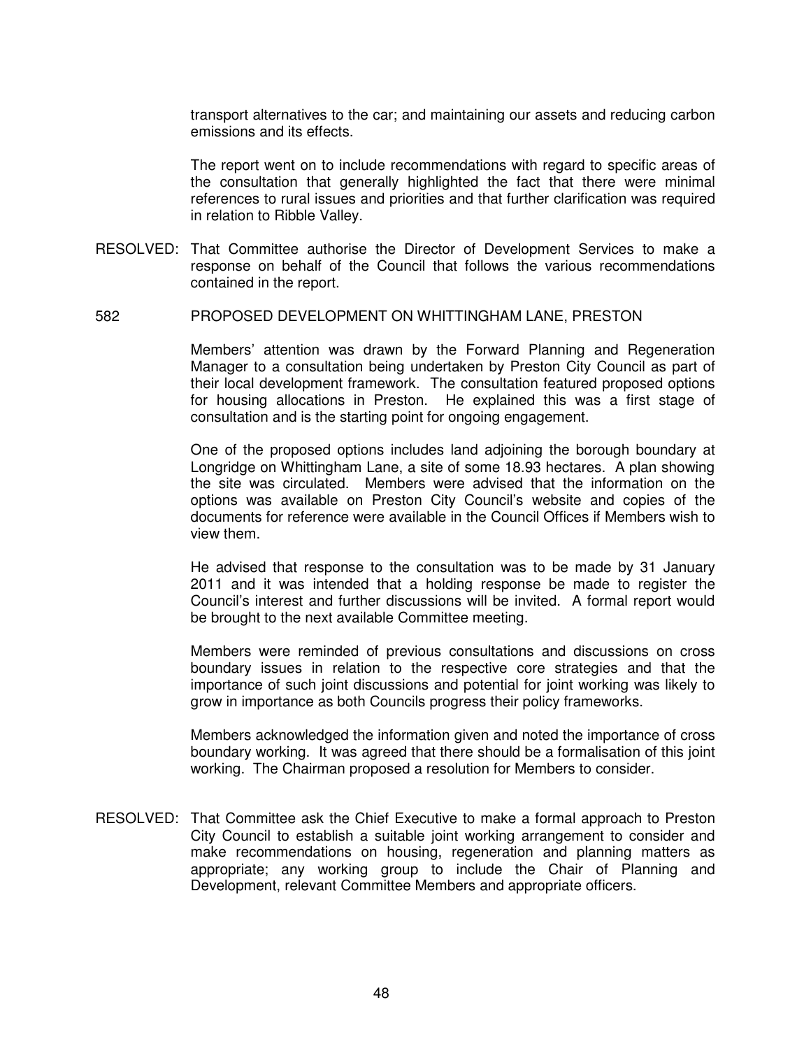transport alternatives to the car; and maintaining our assets and reducing carbon emissions and its effects.

The report went on to include recommendations with regard to specific areas of the consultation that generally highlighted the fact that there were minimal references to rural issues and priorities and that further clarification was required in relation to Ribble Valley.

RESOLVED: That Committee authorise the Director of Development Services to make a response on behalf of the Council that follows the various recommendations contained in the report.

582 PROPOSED DEVELOPMENT ON WHITTINGHAM LANE, PRESTON

Members' attention was drawn by the Forward Planning and Regeneration Manager to a consultation being undertaken by Preston City Council as part of their local development framework. The consultation featured proposed options for housing allocations in Preston. He explained this was a first stage of consultation and is the starting point for ongoing engagement.

One of the proposed options includes land adjoining the borough boundary at Longridge on Whittingham Lane, a site of some 18.93 hectares. A plan showing the site was circulated. Members were advised that the information on the options was available on Preston City Council's website and copies of the documents for reference were available in the Council Offices if Members wish to view them.

He advised that response to the consultation was to be made by 31 January 2011 and it was intended that a holding response be made to register the Council's interest and further discussions will be invited. A formal report would be brought to the next available Committee meeting.

Members were reminded of previous consultations and discussions on cross boundary issues in relation to the respective core strategies and that the importance of such joint discussions and potential for joint working was likely to grow in importance as both Councils progress their policy frameworks.

Members acknowledged the information given and noted the importance of cross boundary working. It was agreed that there should be a formalisation of this joint working. The Chairman proposed a resolution for Members to consider.

RESOLVED: That Committee ask the Chief Executive to make a formal approach to Preston City Council to establish a suitable joint working arrangement to consider and make recommendations on housing, regeneration and planning matters as appropriate; any working group to include the Chair of Planning and Development, relevant Committee Members and appropriate officers.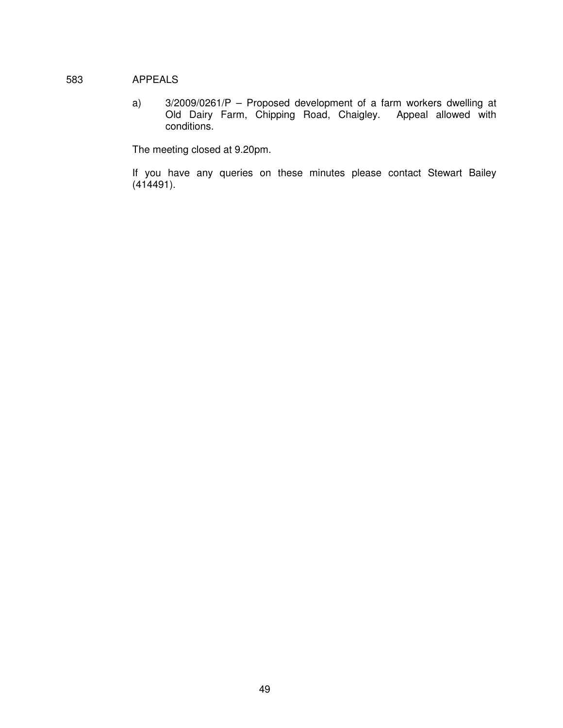583 APPEALS

a) 3/2009/0261/P – Proposed development of a farm workers dwelling at Old Dairy Farm, Chipping Road, Chaigley. Appeal allowed with conditions.

The meeting closed at 9.20pm.

If you have any queries on these minutes please contact Stewart Bailey (414491).